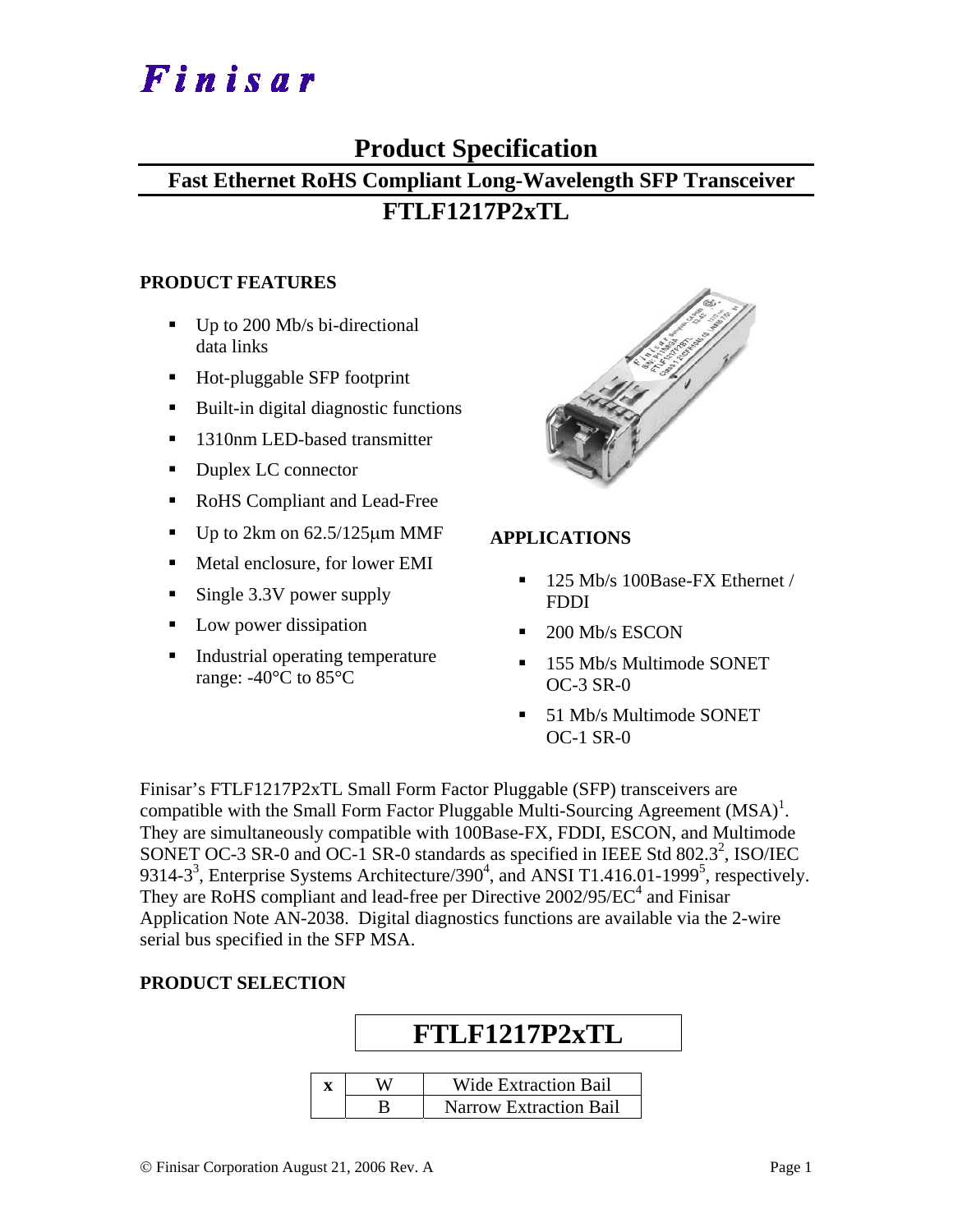# Finisar

## Product Specification

### Fast Ethernet RoHS Compliant Long-Wavelength SFP Transceiver

### FTLF1217P2xTL

**PRODUCT FEATURES**

- Up to 200 Mb/s bi-directional data links
- Hot-pluggable SFP footprint
- Built-in digital diagnostic functions
- 1310nm LED-based transmitter
- Duplex LC connector
- RoHS Compliant and Lead-Free
- Up to 2km on 62.5/125μm MMF
- Metal enclosure, for lower EMI
- Single 3.3V power supply
- Low power dissipation
- Industrial operating temperature range: -40°C to 85°C

**APPLICATIONS**

- 125 Mb/s 100Base-FX Ethernet / FDDI
- 200 Mb/s ESCON
- 155 Mb/s Multimode SONET OC-3 SR-0
- 51 Mb/s Multimode SONET OC-1 SR-0

Finisar's FTLF1217P2xTL Small Form Factor Pluggable (SFP) transceivers are compatible with the Small Form Factor Pluggable Multi-Sourcing Agreement (MSA)[1]. They are simultaneously compatible with 100Base-FX, FDDI, ESCON, and Multimode SONET OC-3 SR-0 and OC-1 SR-0 standards as specified in IEEE Std 802.3[2], ISO/IEC 9314-3[3], Enterprise Systems Architecture/390[4], and ANSI T1.416.01-1999[5], respectively. They are RoHS compliant and lead-free per Directive 2002/95/EC[4] and Finisar Application Note AN-2038. Digital diagnostics functions are available via the 2-wire serial bus specified in the SFP MSA.

**PRODUCT SELECTION**

**FTLF1217P2xTL**

| x | | |
|---|---|---|
| | W | Wide Extraction Bail |
| | B | Narrow Extraction Bail |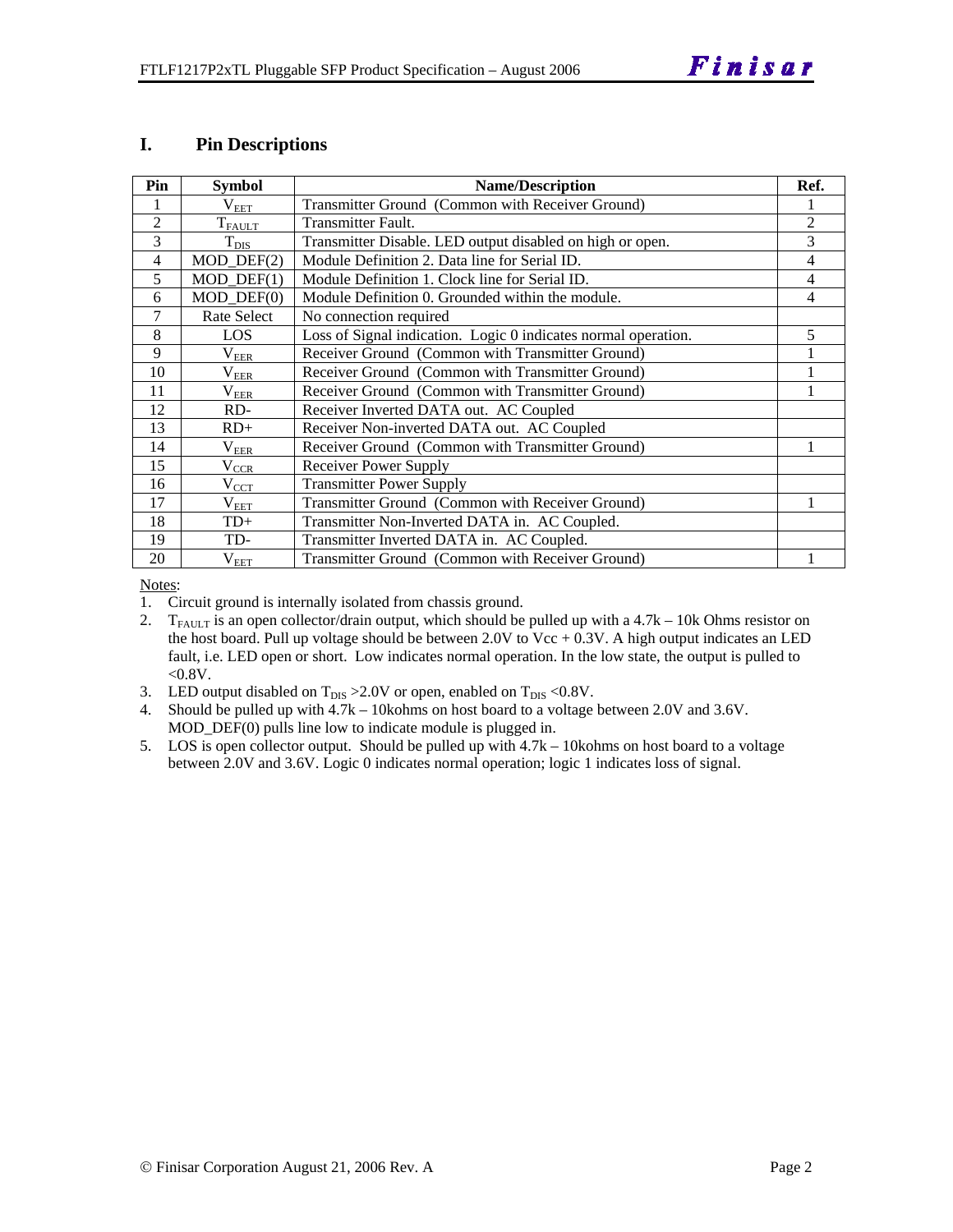## I. Pin Descriptions

| Pin | Symbol | Name/Description | Ref. |
|---|---|---|---|
| 1 | $V_{EET}$ | Transmitter Ground (Common with Receiver Ground) | 1 |
| 2 | $T_{FAULT}$ | Transmitter Fault. | 2 |
| 3 | $T_{DIS}$ | Transmitter Disable. LED output disabled on high or open. | 3 |
| 4 | MOD_DEF(2) | Module Definition 2. Data line for Serial ID. | 4 |
| 5 | MOD_DEF(1) | Module Definition 1. Clock line for Serial ID. | 4 |
| 6 | MOD_DEF(0) | Module Definition 0. Grounded within the module. | 4 |
| 7 | Rate Select | No connection required | |
| 8 | LOS | Loss of Signal indication. Logic 0 indicates normal operation. | 5 |
| 9 | $V_{EER}$ | Receiver Ground (Common with Transmitter Ground) | 1 |
| 10 | $V_{EER}$ | Receiver Ground (Common with Transmitter Ground) | 1 |
| 11 | $V_{EER}$ | Receiver Ground (Common with Transmitter Ground) | 1 |
| 12 | RD- | Receiver Inverted DATA out. AC Coupled | |
| 13 | RD+ | Receiver Non-inverted DATA out. AC Coupled | |
| 14 | $V_{EER}$ | Receiver Ground (Common with Transmitter Ground) | 1 |
| 15 | $V_{CCR}$ | Receiver Power Supply | |
| 16 | $V_{CCT}$ | Transmitter Power Supply | |
| 17 | $V_{EET}$ | Transmitter Ground (Common with Receiver Ground) | 1 |
| 18 | TD+ | Transmitter Non-Inverted DATA in. AC Coupled. | |
| 19 | TD- | Transmitter Inverted DATA in. AC Coupled. | |
| 20 | $V_{EET}$ | Transmitter Ground (Common with Receiver Ground) | 1 |

Notes:

1. Circuit ground is internally isolated from chassis ground.
2. $T_{FAULT}$ is an open collector/drain output, which should be pulled up with a 4.7k – 10k Ohms resistor on the host board. Pull up voltage should be between 2.0V to Vcc + 0.3V. A high output indicates an LED fault, i.e. LED open or short. Low indicates normal operation. In the low state, the output is pulled to <0.8V.
3. LED output disabled on $T_{DIS}$ >2.0V or open, enabled on $T_{DIS}$ <0.8V.
4. Should be pulled up with 4.7k – 10kohms on host board to a voltage between 2.0V and 3.6V. MOD_DEF(0) pulls line low to indicate module is plugged in.
5. LOS is open collector output. Should be pulled up with 4.7k – 10kohms on host board to a voltage between 2.0V and 3.6V. Logic 0 indicates normal operation; logic 1 indicates loss of signal.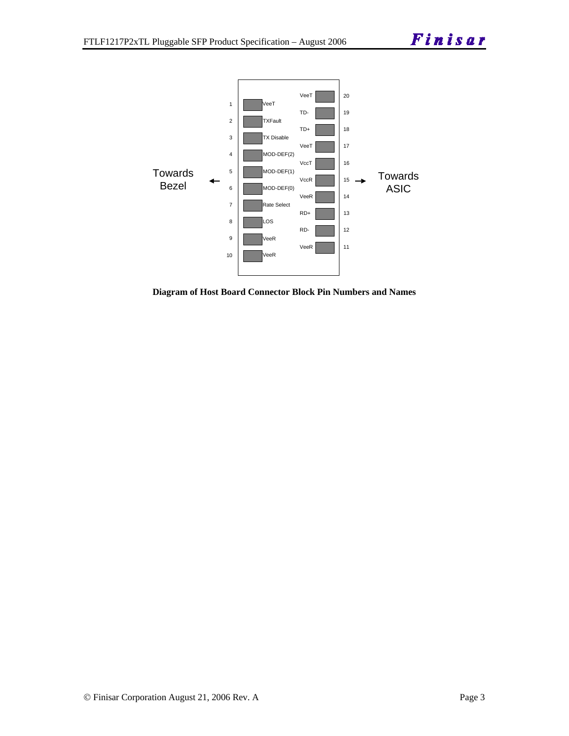Towards Bezel ←

| Pin | Name |
| --- | --- |
| 1 | VeeT |
| 2 | TXFault |
| 3 | TX Disable |
| 4 | MOD-DEF(2) |
| 5 | MOD-DEF(1) |
| 6 | MOD-DEF(0) |
| 7 | Rate Select |
| 8 | LOS |
| 9 | VeeR |
| 10 | VeeR |

| Pin | Name |
| --- | --- |
| 20 | VeeT |
| 19 | TD- |
| 18 | TD+ |
| 17 | VeeT |
| 16 | VccT |
| 15 | VccR |
| 14 | VeeR |
| 13 | RD+ |
| 12 | RD- |
| 11 | VeeR |

→ Towards ASIC

**Diagram of Host Board Connector Block Pin Numbers and Names**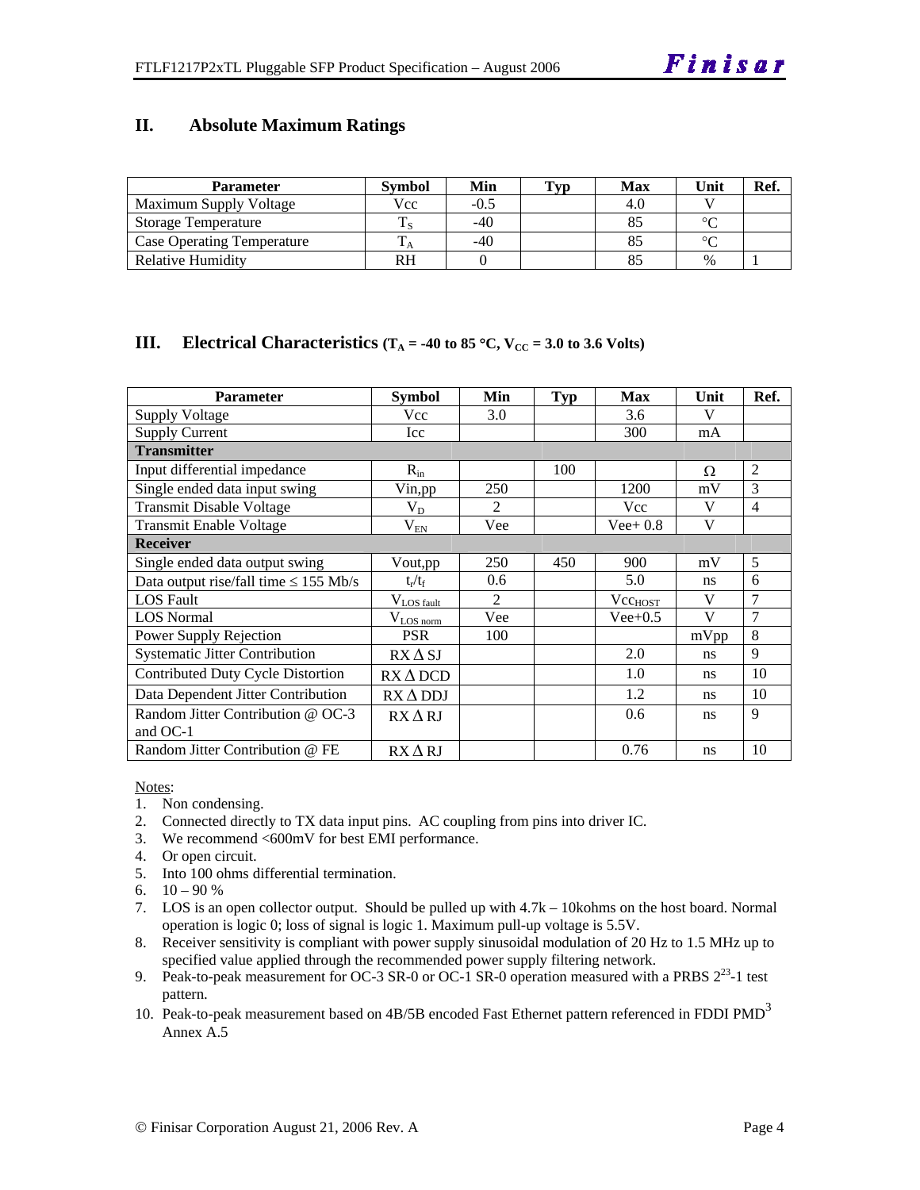## II. Absolute Maximum Ratings

| Parameter | Symbol | Min | Typ | Max | Unit | Ref. |
|---|---|---|---|---|---|---|
| Maximum Supply Voltage | Vcc | -0.5 | | 4.0 | V | |
| Storage Temperature | $T_S$ | -40 | | 85 | °C | |
| Case Operating Temperature | $T_A$ | -40 | | 85 | °C | |
| Relative Humidity | RH | 0 | | 85 | % | 1 |

## III. Electrical Characteristics ($T_A$ = -40 to 85 °C, $V_{CC}$ = 3.0 to 3.6 Volts)

| Parameter | Symbol | Min | Typ | Max | Unit | Ref. |
|---|---|---|---|---|---|---|
| Supply Voltage | Vcc | 3.0 | | 3.6 | V | |
| Supply Current | Icc | | | 300 | mA | |
| **Transmitter** | | | | | | |
| Input differential impedance | $R_{in}$ | | 100 | | Ω | 2 |
| Single ended data input swing | Vin,pp | 250 | | 1200 | mV | 3 |
| Transmit Disable Voltage | $V_D$ | 2 | | Vcc | V | 4 |
| Transmit Enable Voltage | $V_{EN}$ | Vee | | Vee+ 0.8 | V | |
| **Receiver** | | | | | | |
| Single ended data output swing | Vout,pp | 250 | 450 | 900 | mV | 5 |
| Data output rise/fall time ≤ 155 Mb/s | $t_r/t_f$ | 0.6 | | 5.0 | ns | 6 |
| LOS Fault | $V_{LOS\ fault}$ | 2 | | $Vcc_{HOST}$ | V | 7 |
| LOS Normal | $V_{LOS\ norm}$ | Vee | | Vee+0.5 | V | 7 |
| Power Supply Rejection | PSR | 100 | | | mVpp | 8 |
| Systematic Jitter Contribution | RX Δ SJ | | | 2.0 | ns | 9 |
| Contributed Duty Cycle Distortion | RX Δ DCD | | | 1.0 | ns | 10 |
| Data Dependent Jitter Contribution | RX Δ DDJ | | | 1.2 | ns | 10 |
| Random Jitter Contribution @ OC-3 and OC-1 | RX Δ RJ | | | 0.6 | ns | 9 |
| Random Jitter Contribution @ FE | RX Δ RJ | | | 0.76 | ns | 10 |

Notes:

1. Non condensing.
2. Connected directly to TX data input pins. AC coupling from pins into driver IC.
3. We recommend <600mV for best EMI performance.
4. Or open circuit.
5. Into 100 ohms differential termination.
6. 10 – 90 %
7. LOS is an open collector output. Should be pulled up with 4.7k – 10kohms on the host board. Normal operation is logic 0; loss of signal is logic 1. Maximum pull-up voltage is 5.5V.
8. Receiver sensitivity is compliant with power supply sinusoidal modulation of 20 Hz to 1.5 MHz up to specified value applied through the recommended power supply filtering network.
9. Peak-to-peak measurement for OC-3 SR-0 or OC-1 SR-0 operation measured with a PRBS $2^{23}$-1 test pattern.
10. Peak-to-peak measurement based on 4B/5B encoded Fast Ethernet pattern referenced in FDDI PMD[3] Annex A.5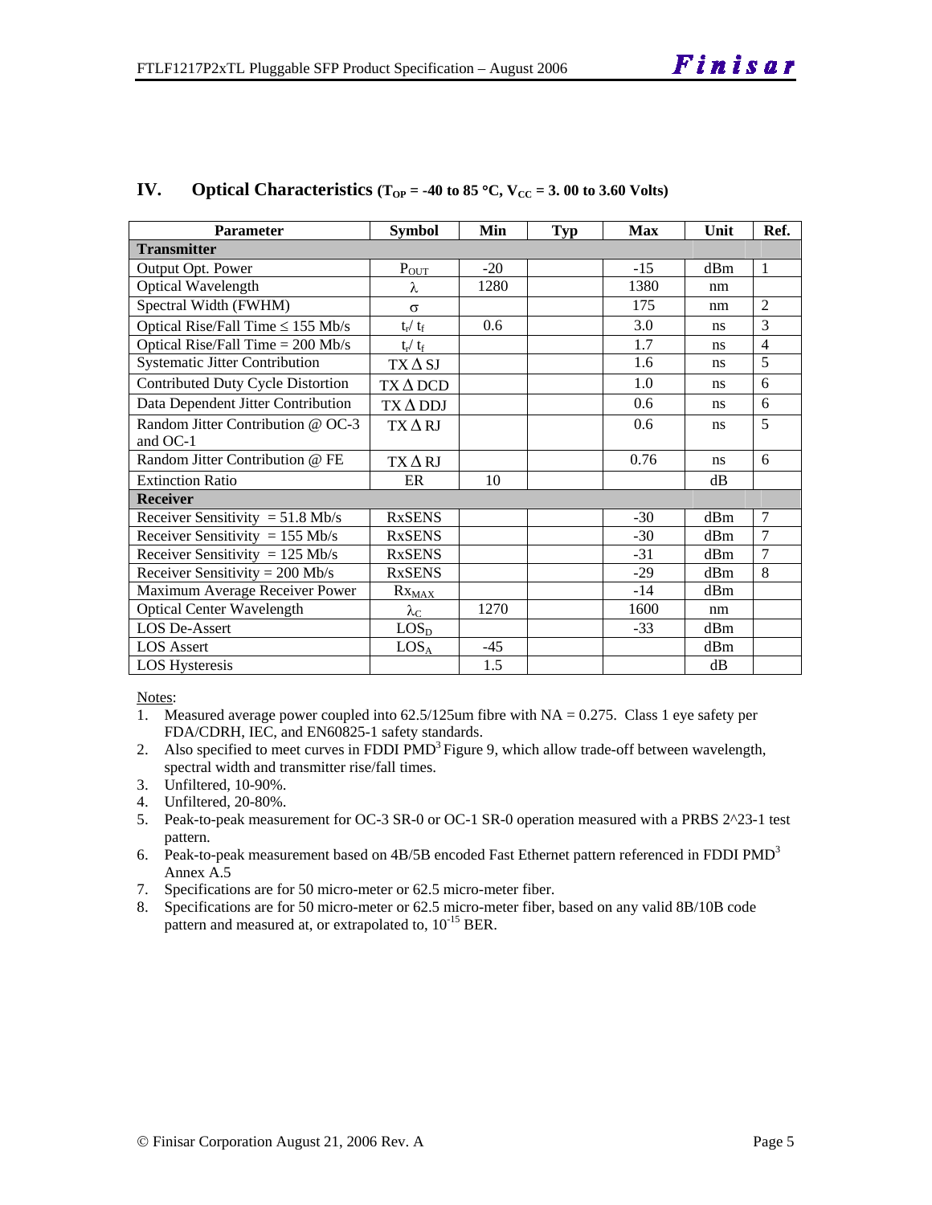## IV. Optical Characteristics ($T_{OP}$ = -40 to 85 °C, $V_{CC}$ = 3. 00 to 3.60 Volts)

| Parameter | Symbol | Min | Typ | Max | Unit | Ref. |
|---|---|---|---|---|---|---|
| **Transmitter** | | | | | | |
| Output Opt. Power | $P_{OUT}$ | -20 | | -15 | dBm | 1 |
| Optical Wavelength | $\lambda$ | 1280 | | 1380 | nm | |
| Spectral Width (FWHM) | $\sigma$ | | | 175 | nm | 2 |
| Optical Rise/Fall Time ≤ 155 Mb/s | $t_r/t_f$ | 0.6 | | 3.0 | ns | 3 |
| Optical Rise/Fall Time = 200 Mb/s | $t_r/t_f$ | | | 1.7 | ns | 4 |
| Systematic Jitter Contribution | TX Δ SJ | | | 1.6 | ns | 5 |
| Contributed Duty Cycle Distortion | TX Δ DCD | | | 1.0 | ns | 6 |
| Data Dependent Jitter Contribution | TX Δ DDJ | | | 0.6 | ns | 6 |
| Random Jitter Contribution @ OC-3 and OC-1 | TX Δ RJ | | | 0.6 | ns | 5 |
| Random Jitter Contribution @ FE | TX Δ RJ | | | 0.76 | ns | 6 |
| Extinction Ratio | ER | 10 | | | dB | |
| **Receiver** | | | | | | |
| Receiver Sensitivity = 51.8 Mb/s | RxSENS | | | -30 | dBm | 7 |
| Receiver Sensitivity = 155 Mb/s | RxSENS | | | -30 | dBm | 7 |
| Receiver Sensitivity = 125 Mb/s | RxSENS | | | -31 | dBm | 7 |
| Receiver Sensitivity = 200 Mb/s | RxSENS | | | -29 | dBm | 8 |
| Maximum Average Receiver Power | $Rx_{MAX}$ | | | -14 | dBm | |
| Optical Center Wavelength | $\lambda_C$ | 1270 | | 1600 | nm | |
| LOS De-Assert | $LOS_D$ | | | -33 | dBm | |
| LOS Assert | $LOS_A$ | -45 | | | dBm | |
| LOS Hysteresis | | 1.5 | | | dB | |

Notes:

1. Measured average power coupled into 62.5/125um fibre with NA = 0.275. Class 1 eye safety per FDA/CDRH, IEC, and EN60825-1 safety standards.
2. Also specified to meet curves in FDDI PMD[3] Figure 9, which allow trade-off between wavelength, spectral width and transmitter rise/fall times.
3. Unfiltered, 10-90%.
4. Unfiltered, 20-80%.
5. Peak-to-peak measurement for OC-3 SR-0 or OC-1 SR-0 operation measured with a PRBS 2^23-1 test pattern.
6. Peak-to-peak measurement based on 4B/5B encoded Fast Ethernet pattern referenced in FDDI PMD[3] Annex A.5
7. Specifications are for 50 micro-meter or 62.5 micro-meter fiber.
8. Specifications are for 50 micro-meter or 62.5 micro-meter fiber, based on any valid 8B/10B code pattern and measured at, or extrapolated to, $10^{-15}$ BER.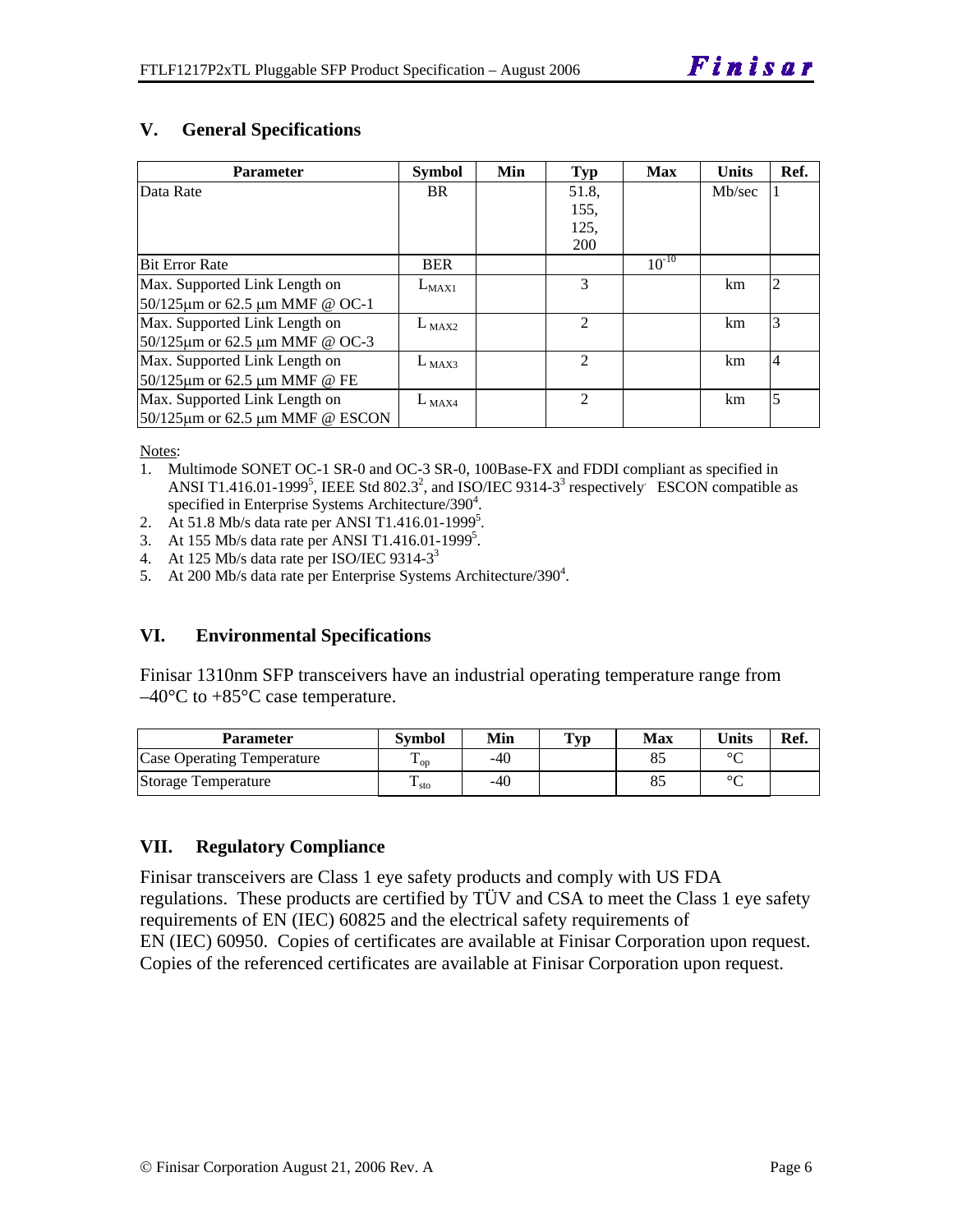## V. General Specifications

| Parameter | Symbol | Min | Typ | Max | Units | Ref. |
|---|---|---|---|---|---|---|
| Data Rate | BR | | 51.8, 155, 125, 200 | | Mb/sec | 1 |
| Bit Error Rate | BER | | | $10^{-10}$ | | |
| Max. Supported Link Length on 50/125µm or 62.5 µm MMF @ OC-1 | $L_{MAX1}$ | | 3 | | km | 2 |
| Max. Supported Link Length on 50/125µm or 62.5 µm MMF @ OC-3 | $L_{MAX2}$ | | 2 | | km | 3 |
| Max. Supported Link Length on 50/125µm or 62.5 µm MMF @ FE | $L_{MAX3}$ | | 2 | | km | 4 |
| Max. Supported Link Length on 50/125µm or 62.5 µm MMF @ ESCON | $L_{MAX4}$ | | 2 | | km | 5 |

Notes:

1. Multimode SONET OC-1 SR-0 and OC-3 SR-0, 100Base-FX and FDDI compliant as specified in ANSI T1.416.01-1999[5], IEEE Std 802.3[2], and ISO/IEC 9314-3[3] respectively. ESCON compatible as specified in Enterprise Systems Architecture/390[4].
2. At 51.8 Mb/s data rate per ANSI T1.416.01-1999[5].
3. At 155 Mb/s data rate per ANSI T1.416.01-1999[5].
4. At 125 Mb/s data rate per ISO/IEC 9314-3[3]
5. At 200 Mb/s data rate per Enterprise Systems Architecture/390[4].

## VI. Environmental Specifications

Finisar 1310nm SFP transceivers have an industrial operating temperature range from –40°C to +85°C case temperature.

| Parameter | Symbol | Min | Typ | Max | Units | Ref. |
|---|---|---|---|---|---|---|
| Case Operating Temperature | $T_{op}$ | -40 | | 85 | °C | |
| Storage Temperature | $T_{sto}$ | -40 | | 85 | °C | |

## VII. Regulatory Compliance

Finisar transceivers are Class 1 eye safety products and comply with US FDA regulations. These products are certified by TÜV and CSA to meet the Class 1 eye safety requirements of EN (IEC) 60825 and the electrical safety requirements of EN (IEC) 60950. Copies of certificates are available at Finisar Corporation upon request. Copies of the referenced certificates are available at Finisar Corporation upon request.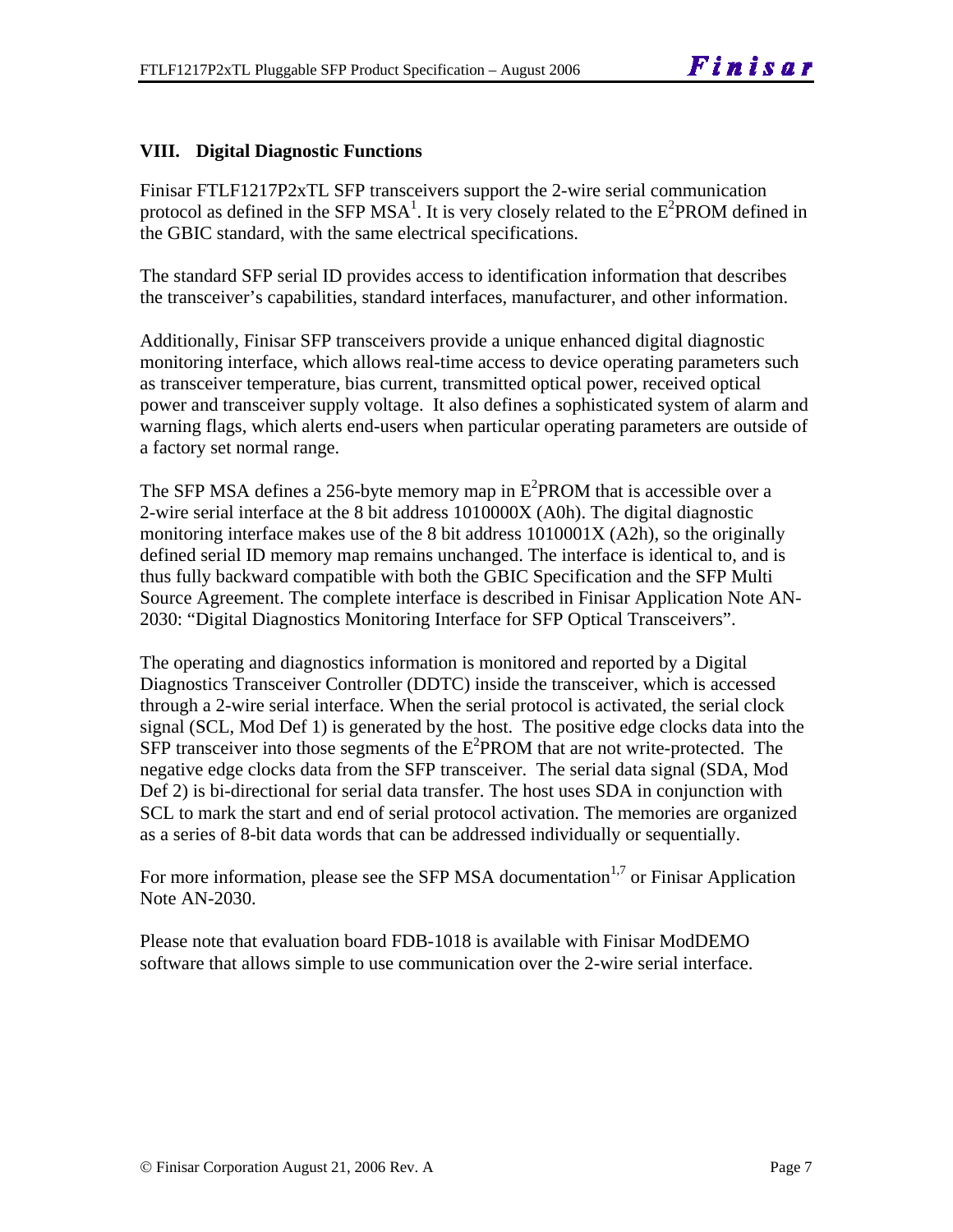## VIII. Digital Diagnostic Functions

Finisar FTLF1217P2xTL SFP transceivers support the 2-wire serial communication protocol as defined in the SFP MSA[1]. It is very closely related to the $E^2$PROM defined in the GBIC standard, with the same electrical specifications.

The standard SFP serial ID provides access to identification information that describes the transceiver's capabilities, standard interfaces, manufacturer, and other information.

Additionally, Finisar SFP transceivers provide a unique enhanced digital diagnostic monitoring interface, which allows real-time access to device operating parameters such as transceiver temperature, bias current, transmitted optical power, received optical power and transceiver supply voltage. It also defines a sophisticated system of alarm and warning flags, which alerts end-users when particular operating parameters are outside of a factory set normal range.

The SFP MSA defines a 256-byte memory map in $E^2$PROM that is accessible over a 2-wire serial interface at the 8 bit address 1010000X (A0h). The digital diagnostic monitoring interface makes use of the 8 bit address 1010001X (A2h), so the originally defined serial ID memory map remains unchanged. The interface is identical to, and is thus fully backward compatible with both the GBIC Specification and the SFP Multi Source Agreement. The complete interface is described in Finisar Application Note AN-2030: "Digital Diagnostics Monitoring Interface for SFP Optical Transceivers".

The operating and diagnostics information is monitored and reported by a Digital Diagnostics Transceiver Controller (DDTC) inside the transceiver, which is accessed through a 2-wire serial interface. When the serial protocol is activated, the serial clock signal (SCL, Mod Def 1) is generated by the host. The positive edge clocks data into the SFP transceiver into those segments of the $E^2$PROM that are not write-protected. The negative edge clocks data from the SFP transceiver. The serial data signal (SDA, Mod Def 2) is bi-directional for serial data transfer. The host uses SDA in conjunction with SCL to mark the start and end of serial protocol activation. The memories are organized as a series of 8-bit data words that can be addressed individually or sequentially.

For more information, please see the SFP MSA documentation[1,7] or Finisar Application Note AN-2030.

Please note that evaluation board FDB-1018 is available with Finisar ModDEMO software that allows simple to use communication over the 2-wire serial interface.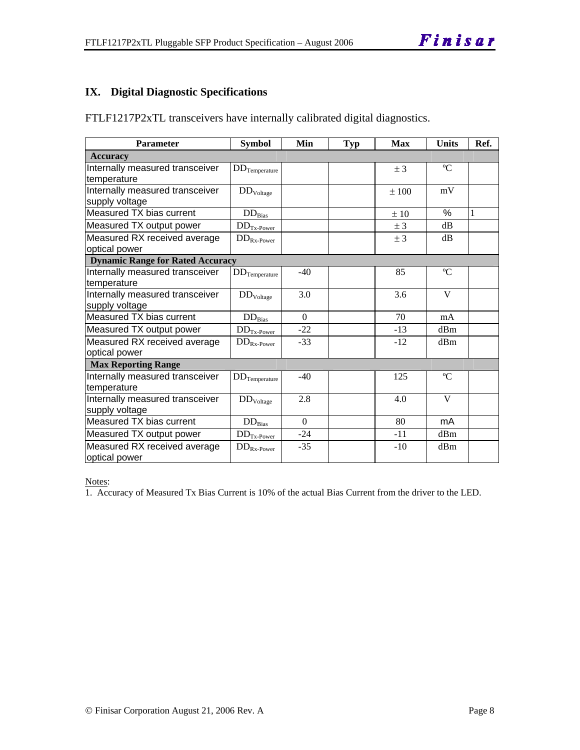## IX. Digital Diagnostic Specifications

FTLF1217P2xTL transceivers have internally calibrated digital diagnostics.

| Parameter | Symbol | Min | Typ | Max | Units | Ref. |
|---|---|---|---|---|---|---|
| **Accuracy** | | | | | | |
| Internally measured transceiver temperature | $DD_{Temperature}$ | | | ± 3 | ºC | |
| Internally measured transceiver supply voltage | $DD_{Voltage}$ | | | ± 100 | mV | |
| Measured TX bias current | $DD_{Bias}$ | | | ± 10 | % | 1 |
| Measured TX output power | $DD_{Tx\text{-}Power}$ | | | ± 3 | dB | |
| Measured RX received average optical power | $DD_{Rx\text{-}Power}$ | | | ± 3 | dB | |
| **Dynamic Range for Rated Accuracy** | | | | | | |
| Internally measured transceiver temperature | $DD_{Temperature}$ | -40 | | 85 | ºC | |
| Internally measured transceiver supply voltage | $DD_{Voltage}$ | 3.0 | | 3.6 | V | |
| Measured TX bias current | $DD_{Bias}$ | 0 | | 70 | mA | |
| Measured TX output power | $DD_{Tx\text{-}Power}$ | -22 | | -13 | dBm | |
| Measured RX received average optical power | $DD_{Rx\text{-}Power}$ | -33 | | -12 | dBm | |
| **Max Reporting Range** | | | | | | |
| Internally measured transceiver temperature | $DD_{Temperature}$ | -40 | | 125 | ºC | |
| Internally measured transceiver supply voltage | $DD_{Voltage}$ | 2.8 | | 4.0 | V | |
| Measured TX bias current | $DD_{Bias}$ | 0 | | 80 | mA | |
| Measured TX output power | $DD_{Tx\text{-}Power}$ | -24 | | -11 | dBm | |
| Measured RX received average optical power | $DD_{Rx\text{-}Power}$ | -35 | | -10 | dBm | |

Notes:

1. Accuracy of Measured Tx Bias Current is 10% of the actual Bias Current from the driver to the LED.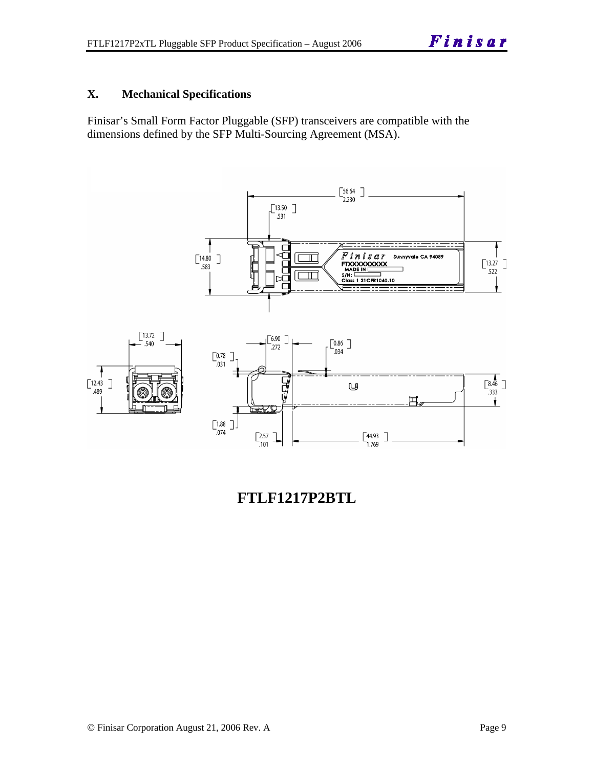## X. Mechanical Specifications

Finisar's Small Form Factor Pluggable (SFP) transceivers are compatible with the dimensions defined by the SFP Multi-Sourcing Agreement (MSA).

# FTLF1217P2BTL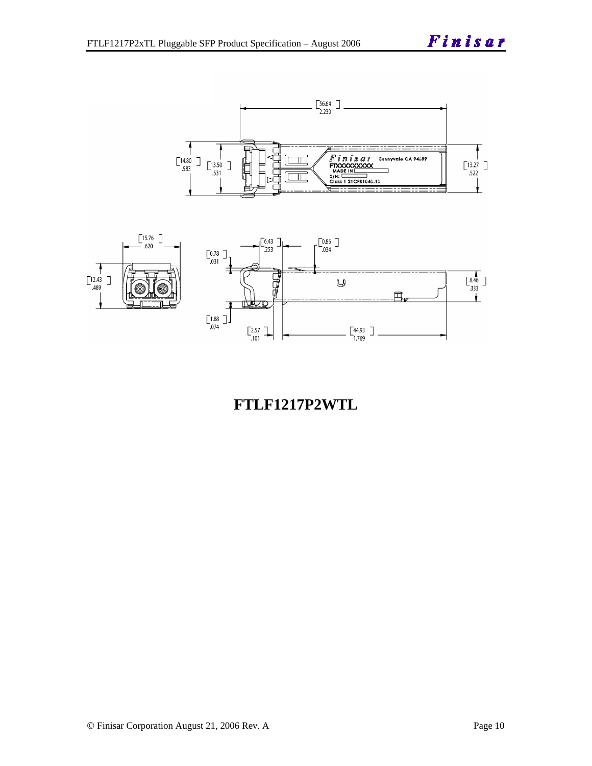# FTLF1217P2WTL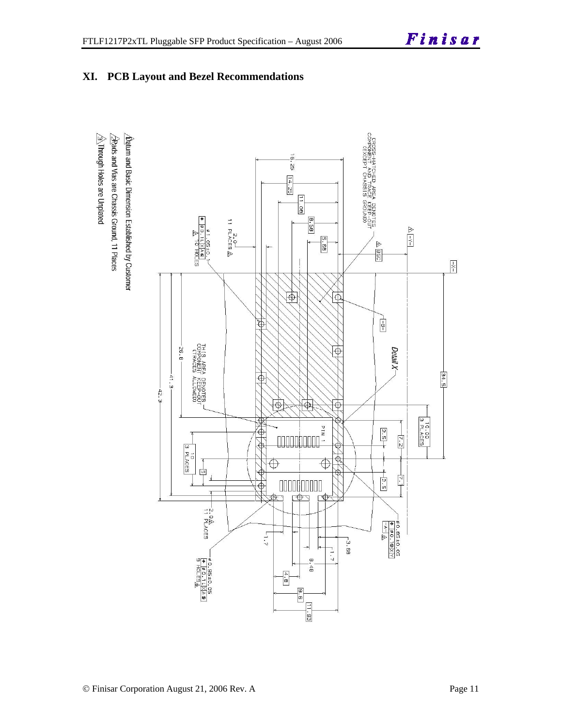## XI. PCB Layout and Bezel Recommendations

⚠1 Datum and Basic Dimension Established by Customer

⚠2 Pads and Vias are Chassis Ground, 11 Places

⚠3 Through Holes are Unplated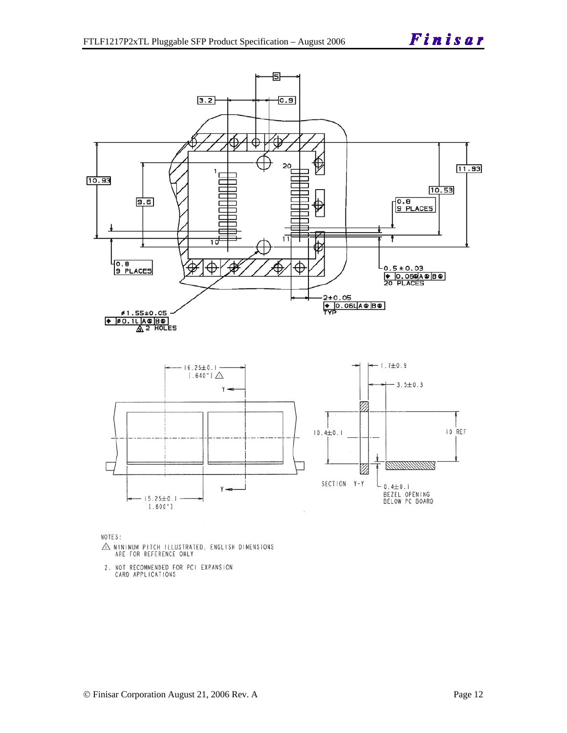NOTES:

1. MINIMUM PITCH ILLUSTRATED, ENGLISH DIMENSIONS ARE FOR REFERENCE ONLY
2. NOT RECOMMENDED FOR PCI EXPANSION CARD APPLICATIONS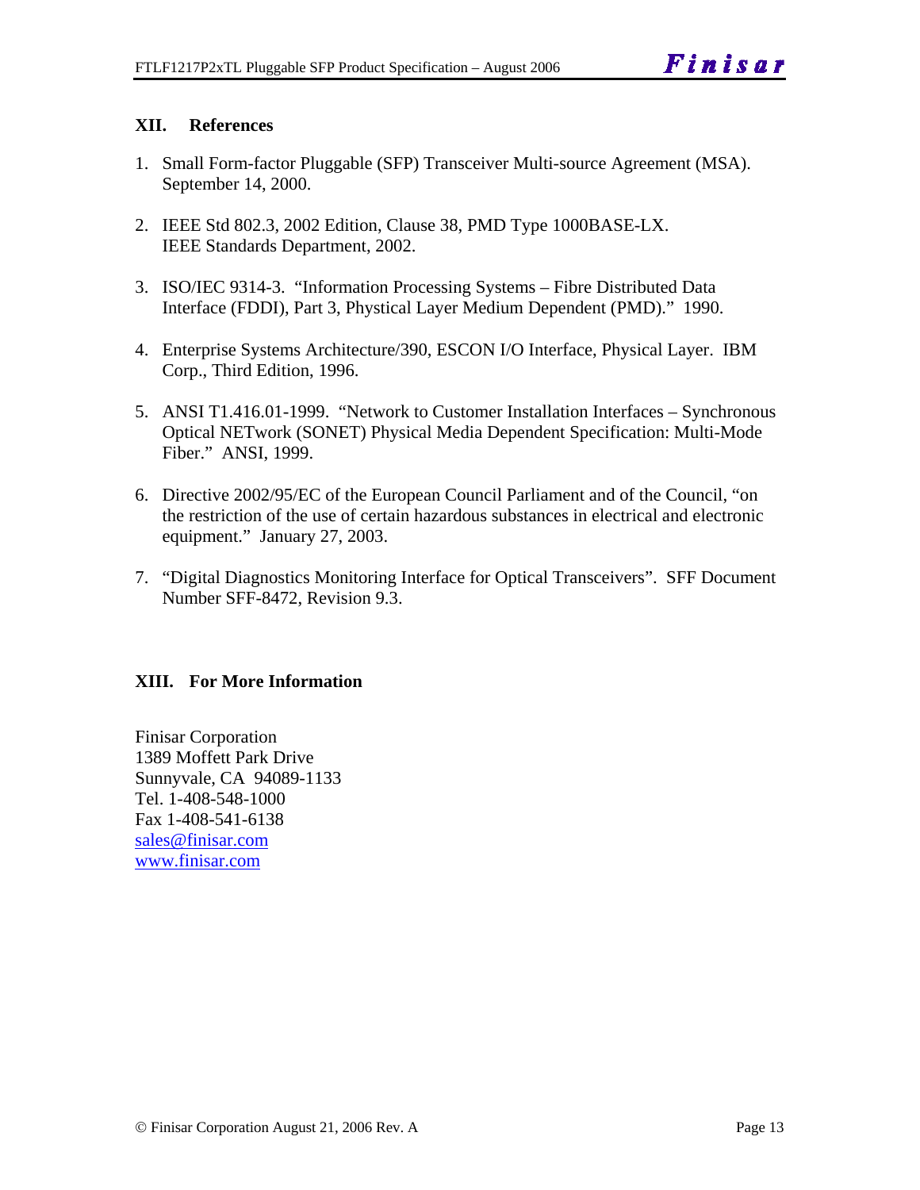## XII. References

1. Small Form-factor Pluggable (SFP) Transceiver Multi-source Agreement (MSA). September 14, 2000.

2. IEEE Std 802.3, 2002 Edition, Clause 38, PMD Type 1000BASE-LX. IEEE Standards Department, 2002.

3. ISO/IEC 9314-3. "Information Processing Systems – Fibre Distributed Data Interface (FDDI), Part 3, Physical Layer Medium Dependent (PMD)." 1990.

4. Enterprise Systems Architecture/390, ESCON I/O Interface, Physical Layer. IBM Corp., Third Edition, 1996.

5. ANSI T1.416.01-1999. "Network to Customer Installation Interfaces – Synchronous Optical NETwork (SONET) Physical Media Dependent Specification: Multi-Mode Fiber." ANSI, 1999.

6. Directive 2002/95/EC of the European Council Parliament and of the Council, "on the restriction of the use of certain hazardous substances in electrical and electronic equipment." January 27, 2003.

7. "Digital Diagnostics Monitoring Interface for Optical Transceivers". SFF Document Number SFF-8472, Revision 9.3.

## XIII. For More Information

Finisar Corporation
1389 Moffett Park Drive
Sunnyvale, CA 94089-1133
Tel. 1-408-548-1000
Fax 1-408-541-6138
sales@finisar.com
www.finisar.com